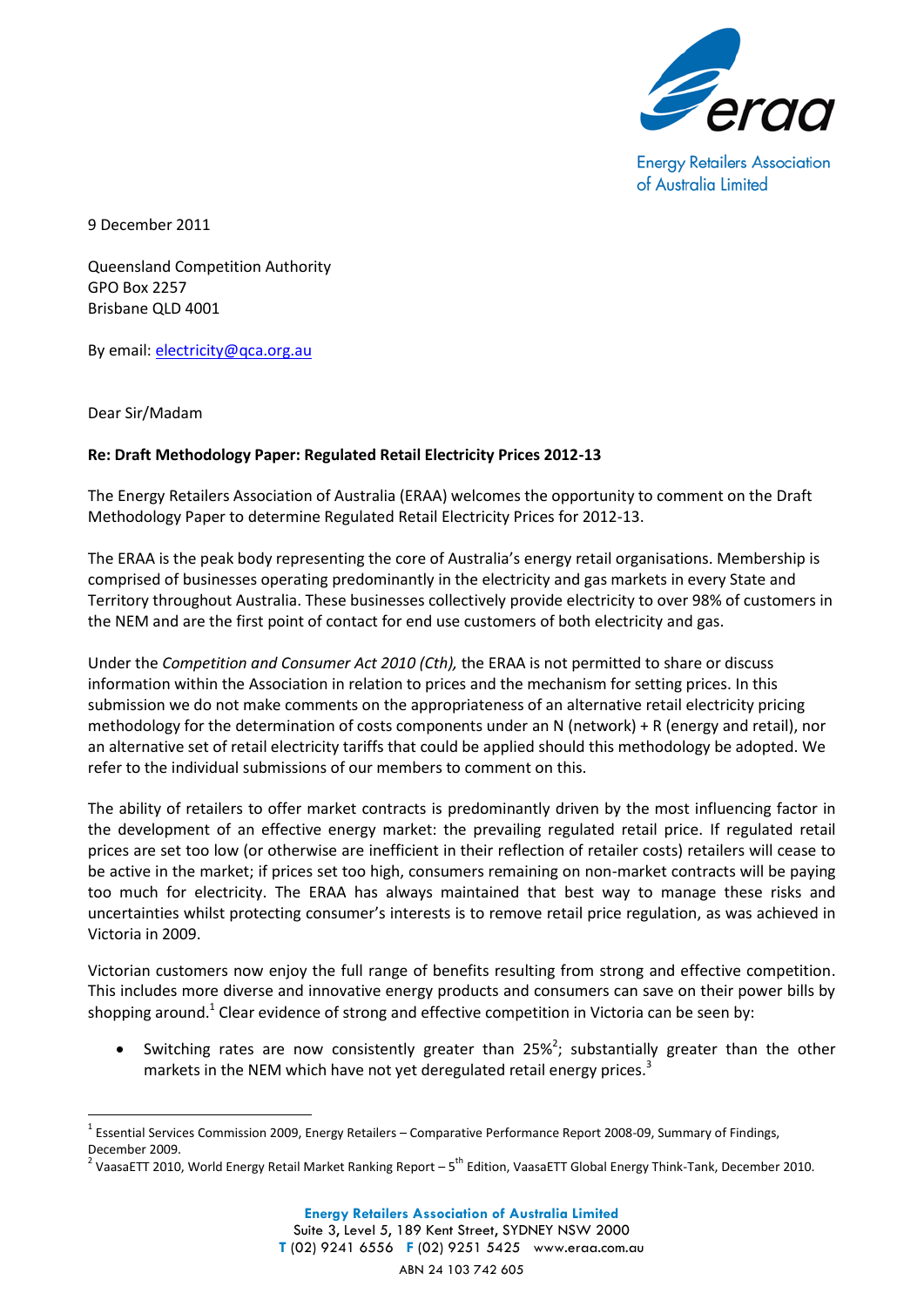Energy Retailers Association of Australia Limited

9 December 2011

Queensland Competition Authority
GPO Box 2257
Brisbane QLD 4001

By email: electricity@qca.org.au

Dear Sir/Madam

**Re: Draft Methodology Paper: Regulated Retail Electricity Prices 2012-13**

The Energy Retailers Association of Australia (ERAA) welcomes the opportunity to comment on the Draft Methodology Paper to determine Regulated Retail Electricity Prices for 2012-13.

The ERAA is the peak body representing the core of Australia's energy retail organisations. Membership is comprised of businesses operating predominantly in the electricity and gas markets in every State and Territory throughout Australia. These businesses collectively provide electricity to over 98% of customers in the NEM and are the first point of contact for end use customers of both electricity and gas.

Under the *Competition and Consumer Act 2010 (Cth),* the ERAA is not permitted to share or discuss information within the Association in relation to prices and the mechanism for setting prices. In this submission we do not make comments on the appropriateness of an alternative retail electricity pricing methodology for the determination of costs components under an N (network) + R (energy and retail), nor an alternative set of retail electricity tariffs that could be applied should this methodology be adopted. We refer to the individual submissions of our members to comment on this.

The ability of retailers to offer market contracts is predominantly driven by the most influencing factor in the development of an effective energy market: the prevailing regulated retail price. If regulated retail prices are set too low (or otherwise are inefficient in their reflection of retailer costs) retailers will cease to be active in the market; if prices set too high, consumers remaining on non-market contracts will be paying too much for electricity. The ERAA has always maintained that best way to manage these risks and uncertainties whilst protecting consumer's interests is to remove retail price regulation, as was achieved in Victoria in 2009.

Victorian customers now enjoy the full range of benefits resulting from strong and effective competition. This includes more diverse and innovative energy products and consumers can save on their power bills by shopping around.[1] Clear evidence of strong and effective competition in Victoria can be seen by:

- Switching rates are now consistently greater than 25%[2]; substantially greater than the other markets in the NEM which have not yet deregulated retail energy prices.[3]

---

[1] Essential Services Commission 2009, Energy Retailers – Comparative Performance Report 2008-09, Summary of Findings, December 2009.

[2] VaasaETT 2010, World Energy Retail Market Ranking Report – 5th Edition, VaasaETT Global Energy Think-Tank, December 2010.

**Energy Retailers Association of Australia Limited**
Suite 3, Level 5, 189 Kent Street, SYDNEY NSW 2000
**T** (02) 9241 6556 **F** (02) 9251 5425 www.eraa.com.au
ABN 24 103 742 605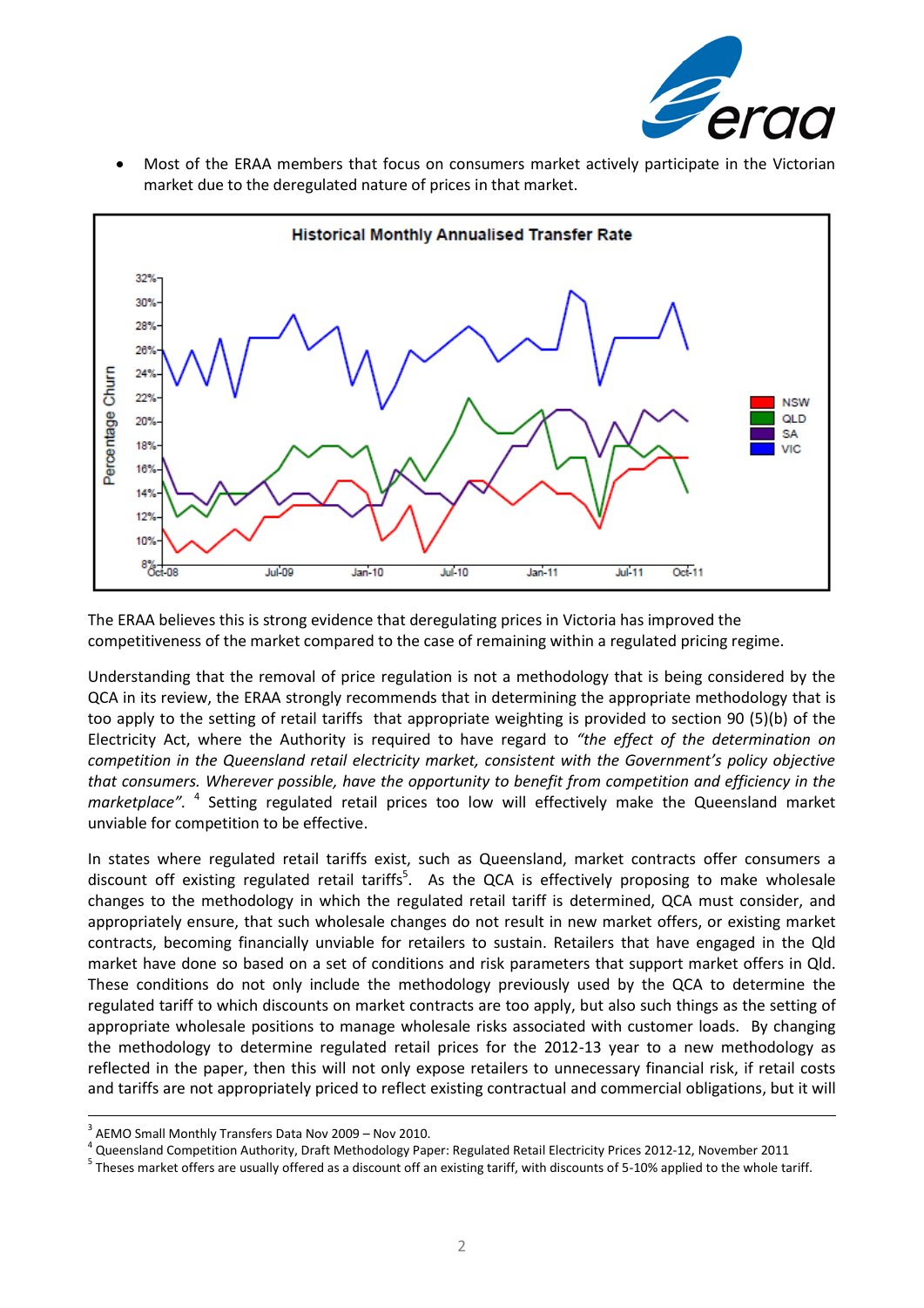- Most of the ERAA members that focus on consumers market actively participate in the Victorian market due to the deregulated nature of prices in that market.

Historical Monthly Annualised Transfer Rate

The ERAA believes this is strong evidence that deregulating prices in Victoria has improved the competitiveness of the market compared to the case of remaining within a regulated pricing regime.

Understanding that the removal of price regulation is not a methodology that is being considered by the QCA in its review, the ERAA strongly recommends that in determining the appropriate methodology that is too apply to the setting of retail tariffs that appropriate weighting is provided to section 90 (5)(b) of the Electricity Act, where the Authority is required to have regard to *"the effect of the determination on competition in the Queensland retail electricity market, consistent with the Government's policy objective that consumers. Wherever possible, have the opportunity to benefit from competition and efficiency in the marketplace".* [4] Setting regulated retail prices too low will effectively make the Queensland market unviable for competition to be effective.

In states where regulated retail tariffs exist, such as Queensland, market contracts offer consumers a discount off existing regulated retail tariffs[5]. As the QCA is effectively proposing to make wholesale changes to the methodology in which the regulated retail tariff is determined, QCA must consider, and appropriately ensure, that such wholesale changes do not result in new market offers, or existing market contracts, becoming financially unviable for retailers to sustain. Retailers that have engaged in the Qld market have done so based on a set of conditions and risk parameters that support market offers in Qld. These conditions do not only include the methodology previously used by the QCA to determine the regulated tariff to which discounts on market contracts are too apply, but also such things as the setting of appropriate wholesale positions to manage wholesale risks associated with customer loads. By changing the methodology to determine regulated retail prices for the 2012-13 year to a new methodology as reflected in the paper, then this will not only expose retailers to unnecessary financial risk, if retail costs and tariffs are not appropriately priced to reflect existing contractual and commercial obligations, but it will

---

[3] AEMO Small Monthly Transfers Data Nov 2009 – Nov 2010.

[4] Queensland Competition Authority, Draft Methodology Paper: Regulated Retail Electricity Prices 2012-12, November 2011

[5] Theses market offers are usually offered as a discount off an existing tariff, with discounts of 5-10% applied to the whole tariff.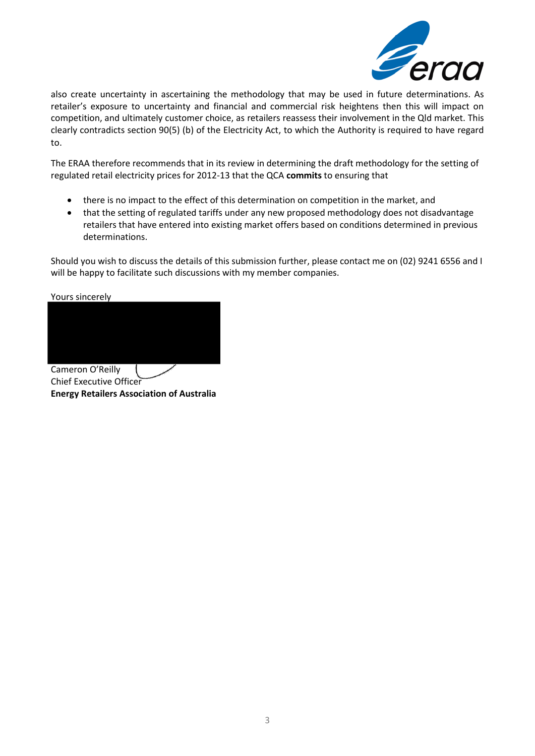also create uncertainty in ascertaining the methodology that may be used in future determinations. As retailer's exposure to uncertainty and financial and commercial risk heightens then this will impact on competition, and ultimately customer choice, as retailers reassess their involvement in the Qld market. This clearly contradicts section 90(5) (b) of the Electricity Act, to which the Authority is required to have regard to.

The ERAA therefore recommends that in its review in determining the draft methodology for the setting of regulated retail electricity prices for 2012-13 that the QCA **commits** to ensuring that

- there is no impact to the effect of this determination on competition in the market, and
- that the setting of regulated tariffs under any new proposed methodology does not disadvantage retailers that have entered into existing market offers based on conditions determined in previous determinations.

Should you wish to discuss the details of this submission further, please contact me on (02) 9241 6556 and I will be happy to facilitate such discussions with my member companies.

Yours sincerely

Cameron O'Reilly
Chief Executive Officer
**Energy Retailers Association of Australia**